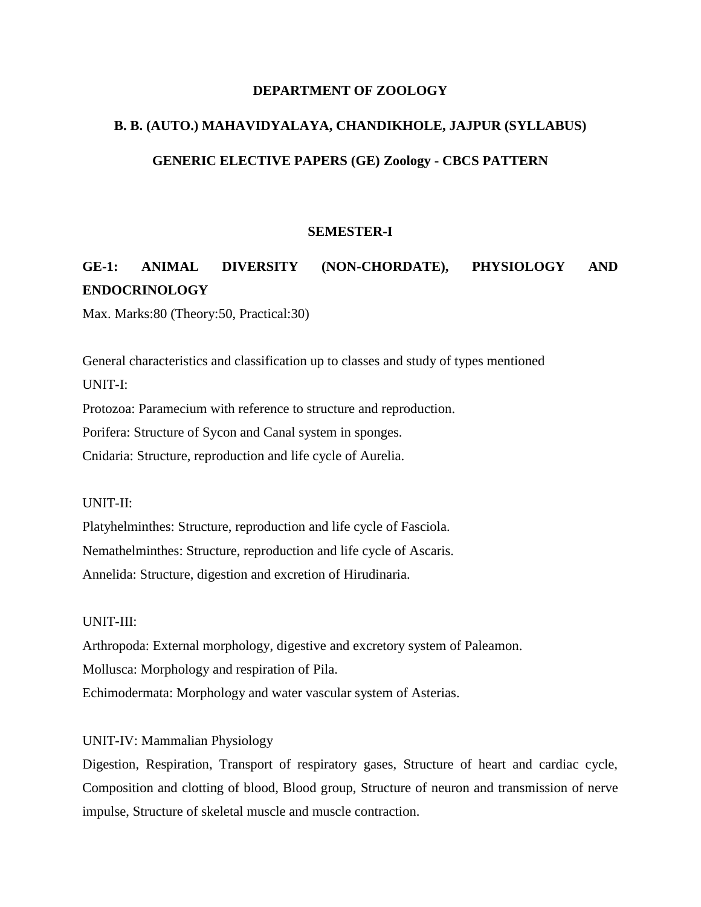**DEPARTMENT OF ZOOLOGY**

**B. B. (AUTO.) MAHAVIDYALAYA, CHANDIKHOLE, JAJPUR (SYLLABUS)**

**GENERIC ELECTIVE PAPERS (GE) Zoology - CBCS PATTERN**

**SEMESTER-I**

**GE-1: ANIMAL DIVERSITY (NON-CHORDATE), PHYSIOLOGY AND ENDOCRINOLOGY**

Max. Marks:80 (Theory:50, Practical:30)

General characteristics and classification up to classes and study of types mentioned

UNIT-I:

Protozoa: Paramecium with reference to structure and reproduction.

Porifera: Structure of Sycon and Canal system in sponges.

Cnidaria: Structure, reproduction and life cycle of Aurelia.

UNIT-II:

Platyhelminthes: Structure, reproduction and life cycle of Fasciola.

Nemathelminthes: Structure, reproduction and life cycle of Ascaris.

Annelida: Structure, digestion and excretion of Hirudinaria.

UNIT-III:

Arthropoda: External morphology, digestive and excretory system of Paleamon.

Mollusca: Morphology and respiration of Pila.

Echimodermata: Morphology and water vascular system of Asterias.

UNIT-IV: Mammalian Physiology

Digestion, Respiration, Transport of respiratory gases, Structure of heart and cardiac cycle, Composition and clotting of blood, Blood group, Structure of neuron and transmission of nerve impulse, Structure of skeletal muscle and muscle contraction.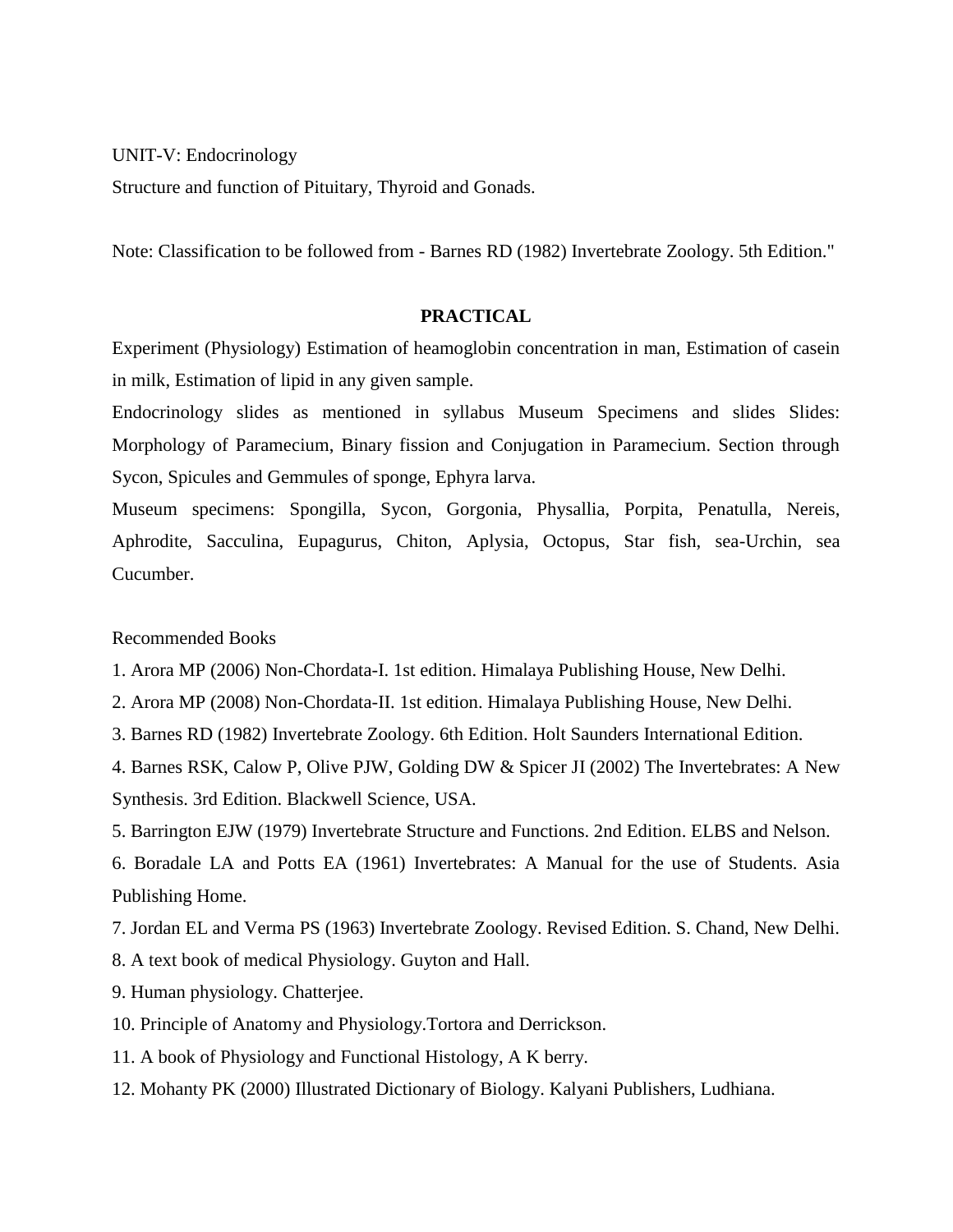UNIT-V: Endocrinology

Structure and function of Pituitary, Thyroid and Gonads.

Note: Classification to be followed from - Barnes RD (1982) Invertebrate Zoology. 5th Edition."

## PRACTICAL

Experiment (Physiology) Estimation of heamoglobin concentration in man, Estimation of casein in milk, Estimation of lipid in any given sample.

Endocrinology slides as mentioned in syllabus Museum Specimens and slides Slides: Morphology of Paramecium, Binary fission and Conjugation in Paramecium. Section through Sycon, Spicules and Gemmules of sponge, Ephyra larva.

Museum specimens: Spongilla, Sycon, Gorgonia, Physallia, Porpita, Penatulla, Nereis, Aphrodite, Sacculina, Eupagurus, Chiton, Aplysia, Octopus, Star fish, sea-Urchin, sea Cucumber.

Recommended Books

1. Arora MP (2006) Non-Chordata-I. 1st edition. Himalaya Publishing House, New Delhi.
2. Arora MP (2008) Non-Chordata-II. 1st edition. Himalaya Publishing House, New Delhi.
3. Barnes RD (1982) Invertebrate Zoology. 6th Edition. Holt Saunders International Edition.
4. Barnes RSK, Calow P, Olive PJW, Golding DW & Spicer JI (2002) The Invertebrates: A New Synthesis. 3rd Edition. Blackwell Science, USA.
5. Barrington EJW (1979) Invertebrate Structure and Functions. 2nd Edition. ELBS and Nelson.
6. Boradale LA and Potts EA (1961) Invertebrates: A Manual for the use of Students. Asia Publishing Home.
7. Jordan EL and Verma PS (1963) Invertebrate Zoology. Revised Edition. S. Chand, New Delhi.
8. A text book of medical Physiology. Guyton and Hall.
9. Human physiology. Chatterjee.
10. Principle of Anatomy and Physiology.Tortora and Derrickson.
11. A book of Physiology and Functional Histology, A K berry.
12. Mohanty PK (2000) Illustrated Dictionary of Biology. Kalyani Publishers, Ludhiana.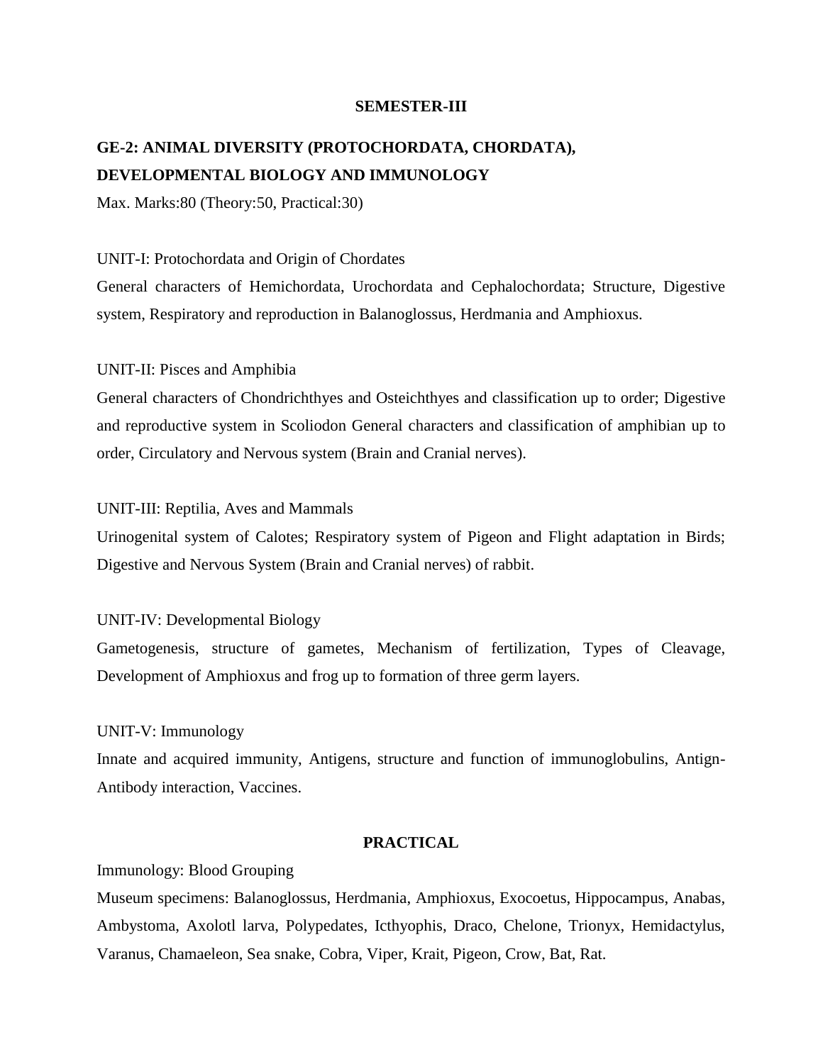## SEMESTER-III

### GE-2: ANIMAL DIVERSITY (PROTOCHORDATA, CHORDATA), DEVELOPMENTAL BIOLOGY AND IMMUNOLOGY

Max. Marks:80 (Theory:50, Practical:30)

UNIT-I: Protochordata and Origin of Chordates

General characters of Hemichordata, Urochordata and Cephalochordata; Structure, Digestive system, Respiratory and reproduction in Balanoglossus, Herdmania and Amphioxus.

UNIT-II: Pisces and Amphibia

General characters of Chondrichthyes and Osteichthyes and classification up to order; Digestive and reproductive system in Scoliodon General characters and classification of amphibian up to order, Circulatory and Nervous system (Brain and Cranial nerves).

UNIT-III: Reptilia, Aves and Mammals

Urinogenital system of Calotes; Respiratory system of Pigeon and Flight adaptation in Birds; Digestive and Nervous System (Brain and Cranial nerves) of rabbit.

UNIT-IV: Developmental Biology

Gametogenesis, structure of gametes, Mechanism of fertilization, Types of Cleavage, Development of Amphioxus and frog up to formation of three germ layers.

UNIT-V: Immunology

Innate and acquired immunity, Antigens, structure and function of immunoglobulins, Antign-Antibody interaction, Vaccines.

### PRACTICAL

Immunology: Blood Grouping

Museum specimens: Balanoglossus, Herdmania, Amphioxus, Exocoetus, Hippocampus, Anabas, Ambystoma, Axolotl larva, Polypedates, Icthyophis, Draco, Chelone, Trionyx, Hemidactylus, Varanus, Chamaeleon, Sea snake, Cobra, Viper, Krait, Pigeon, Crow, Bat, Rat.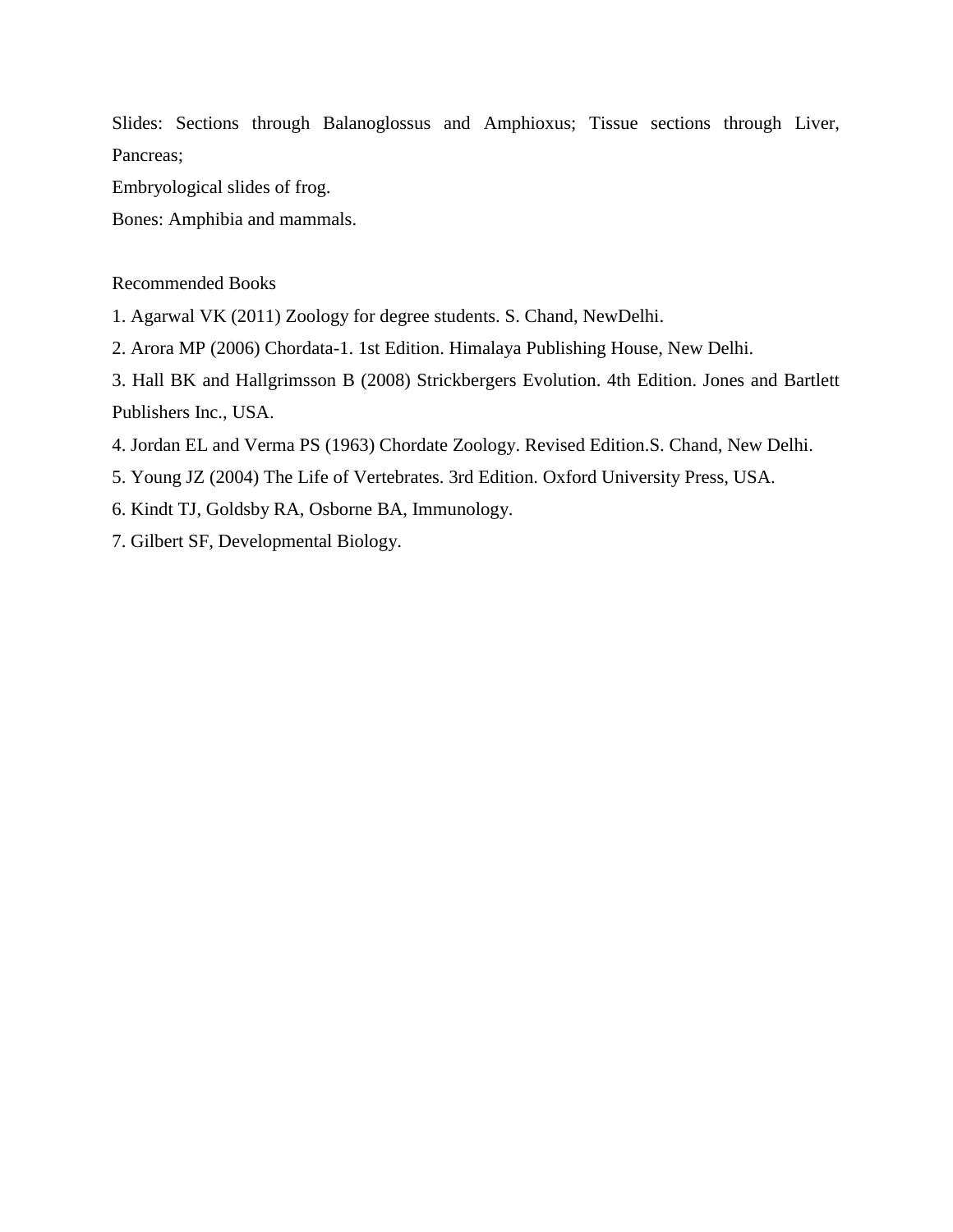Slides: Sections through Balanoglossus and Amphioxus; Tissue sections through Liver, Pancreas;

Embryological slides of frog.

Bones: Amphibia and mammals.

Recommended Books

1. Agarwal VK (2011) Zoology for degree students. S. Chand, NewDelhi.
2. Arora MP (2006) Chordata-1. 1st Edition. Himalaya Publishing House, New Delhi.
3. Hall BK and Hallgrimsson B (2008) Strickbergers Evolution. 4th Edition. Jones and Bartlett Publishers Inc., USA.
4. Jordan EL and Verma PS (1963) Chordate Zoology. Revised Edition.S. Chand, New Delhi.
5. Young JZ (2004) The Life of Vertebrates. 3rd Edition. Oxford University Press, USA.
6. Kindt TJ, Goldsby RA, Osborne BA, Immunology.
7. Gilbert SF, Developmental Biology.